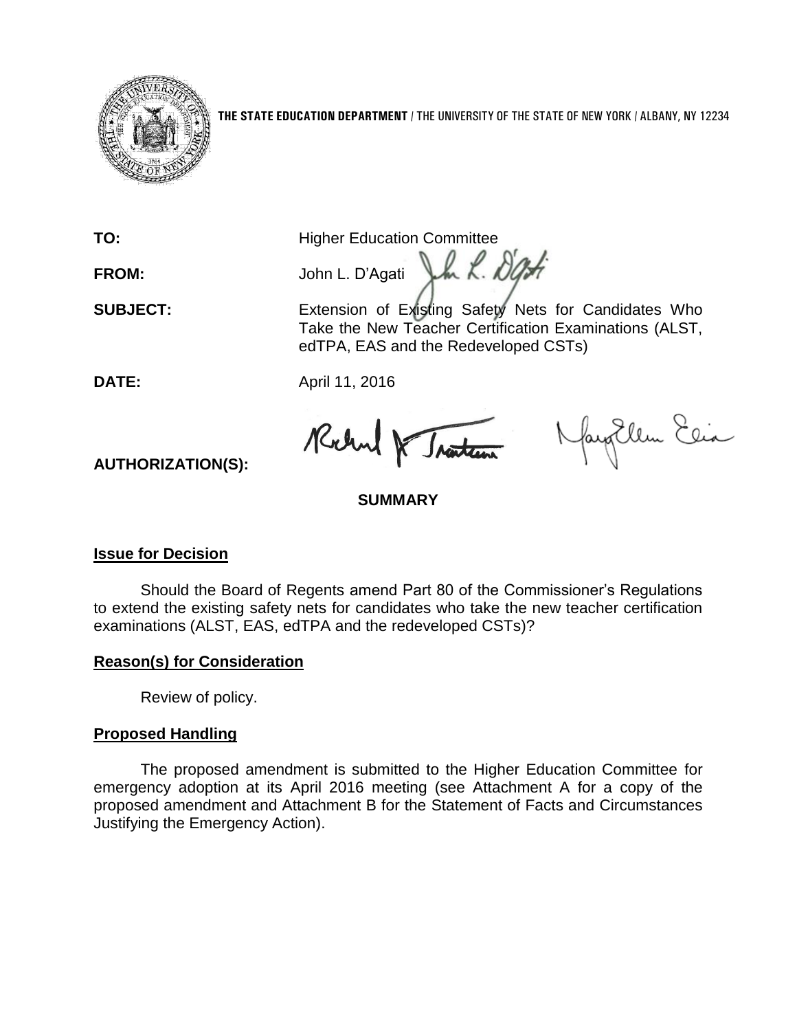**THE STATE EDUCATION DEPARTMENT** / THE UNIVERSITY OF THE STATE OF NEW YORK / ALBANY, NY 12234

**TO:** Higher Education Committee

**FROM:** John L. D'Agati

**SUBJECT:** Extension of Existing Safety Nets for Candidates Who Take the New Teacher Certification Examinations (ALST, edTPA, EAS and the Redeveloped CSTs)

**DATE:** April 11, 2016

**AUTHORIZATION(S):**

**SUMMARY**

**Issue for Decision**

Should the Board of Regents amend Part 80 of the Commissioner's Regulations to extend the existing safety nets for candidates who take the new teacher certification examinations (ALST, EAS, edTPA and the redeveloped CSTs)?

**Reason(s) for Consideration**

Review of policy.

**Proposed Handling**

The proposed amendment is submitted to the Higher Education Committee for emergency adoption at its April 2016 meeting (see Attachment A for a copy of the proposed amendment and Attachment B for the Statement of Facts and Circumstances Justifying the Emergency Action).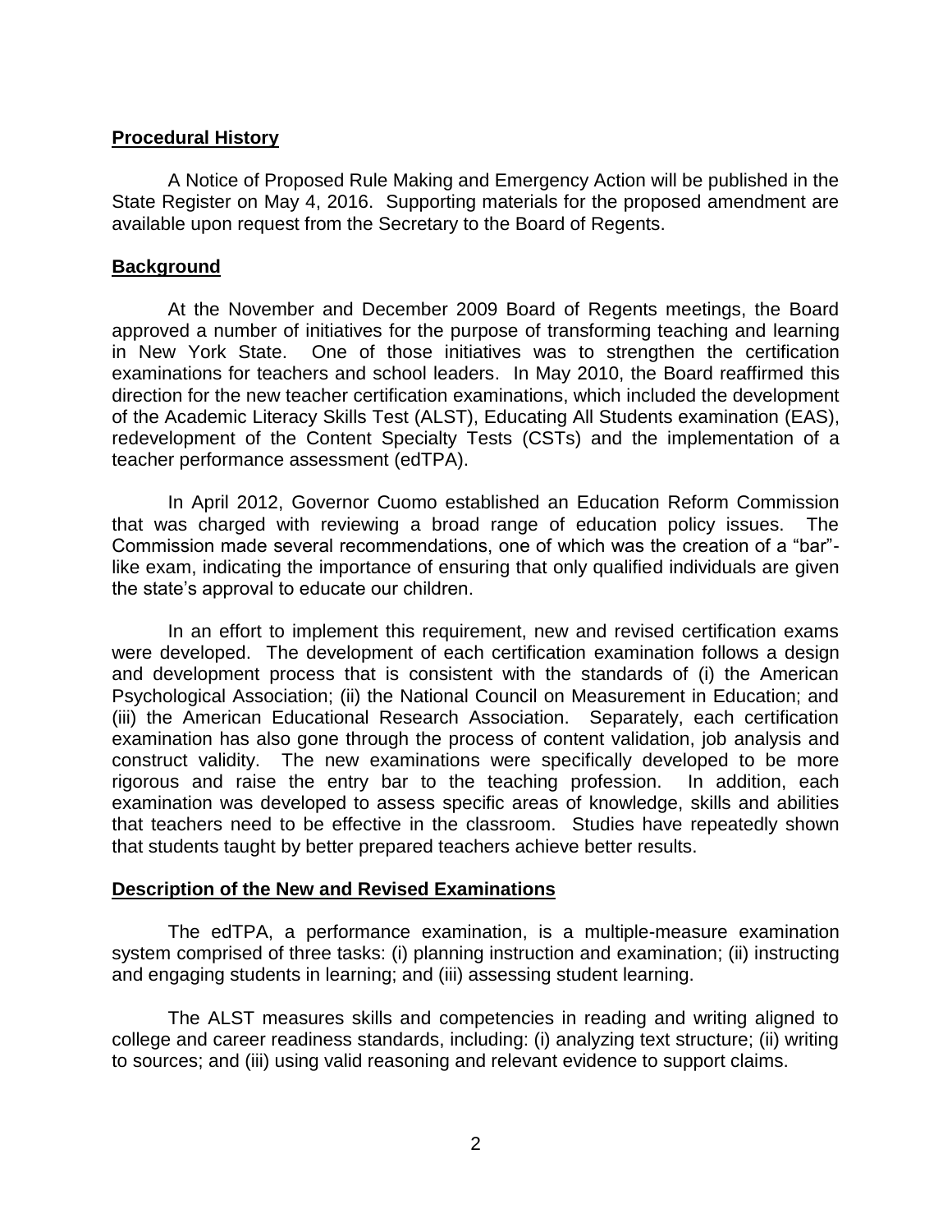**Procedural History**

A Notice of Proposed Rule Making and Emergency Action will be published in the State Register on May 4, 2016. Supporting materials for the proposed amendment are available upon request from the Secretary to the Board of Regents.

**Background**

At the November and December 2009 Board of Regents meetings, the Board approved a number of initiatives for the purpose of transforming teaching and learning in New York State. One of those initiatives was to strengthen the certification examinations for teachers and school leaders. In May 2010, the Board reaffirmed this direction for the new teacher certification examinations, which included the development of the Academic Literacy Skills Test (ALST), Educating All Students examination (EAS), redevelopment of the Content Specialty Tests (CSTs) and the implementation of a teacher performance assessment (edTPA).

In April 2012, Governor Cuomo established an Education Reform Commission that was charged with reviewing a broad range of education policy issues. The Commission made several recommendations, one of which was the creation of a "bar"-like exam, indicating the importance of ensuring that only qualified individuals are given the state's approval to educate our children.

In an effort to implement this requirement, new and revised certification exams were developed. The development of each certification examination follows a design and development process that is consistent with the standards of (i) the American Psychological Association; (ii) the National Council on Measurement in Education; and (iii) the American Educational Research Association. Separately, each certification examination has also gone through the process of content validation, job analysis and construct validity. The new examinations were specifically developed to be more rigorous and raise the entry bar to the teaching profession. In addition, each examination was developed to assess specific areas of knowledge, skills and abilities that teachers need to be effective in the classroom. Studies have repeatedly shown that students taught by better prepared teachers achieve better results.

**Description of the New and Revised Examinations**

The edTPA, a performance examination, is a multiple-measure examination system comprised of three tasks: (i) planning instruction and examination; (ii) instructing and engaging students in learning; and (iii) assessing student learning.

The ALST measures skills and competencies in reading and writing aligned to college and career readiness standards, including: (i) analyzing text structure; (ii) writing to sources; and (iii) using valid reasoning and relevant evidence to support claims.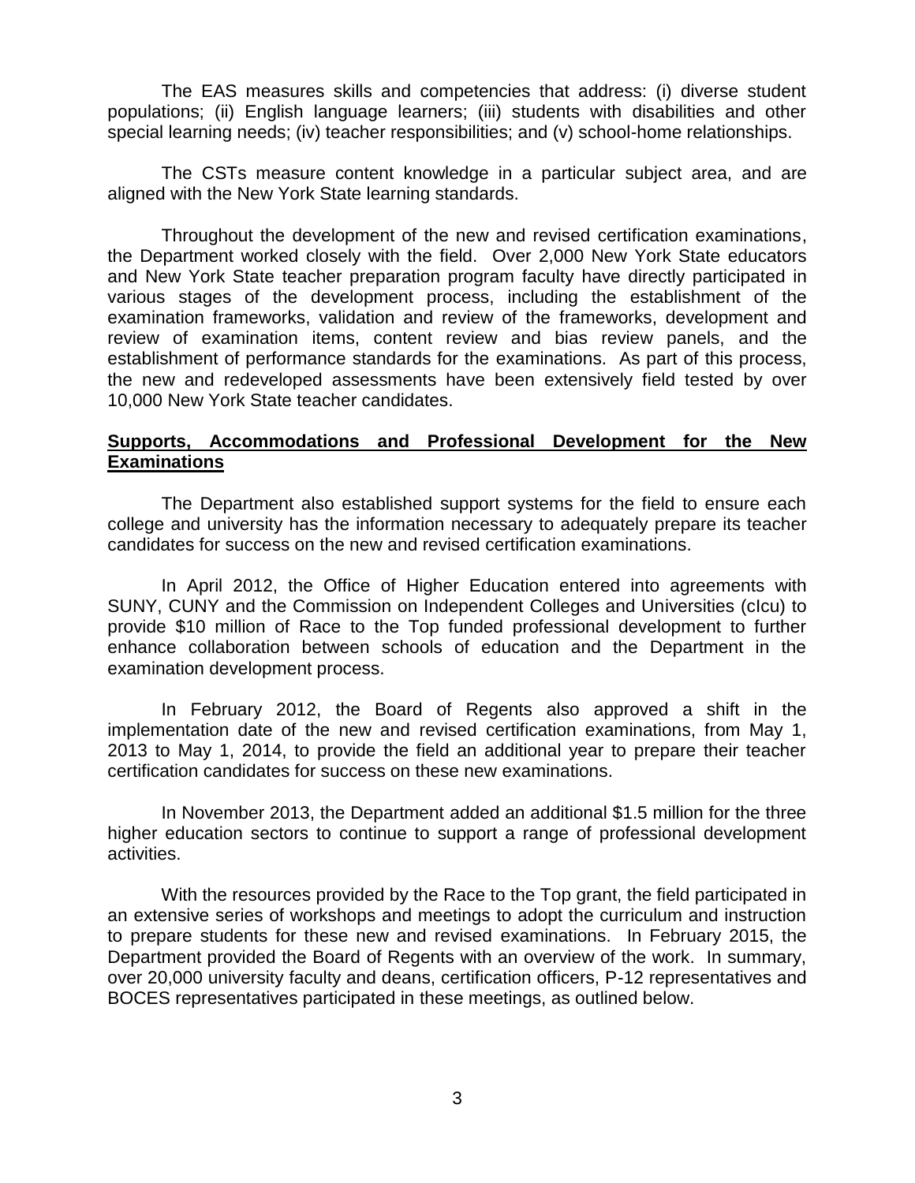The EAS measures skills and competencies that address: (i) diverse student populations; (ii) English language learners; (iii) students with disabilities and other special learning needs; (iv) teacher responsibilities; and (v) school-home relationships.

The CSTs measure content knowledge in a particular subject area, and are aligned with the New York State learning standards.

Throughout the development of the new and revised certification examinations, the Department worked closely with the field. Over 2,000 New York State educators and New York State teacher preparation program faculty have directly participated in various stages of the development process, including the establishment of the examination frameworks, validation and review of the frameworks, development and review of examination items, content review and bias review panels, and the establishment of performance standards for the examinations. As part of this process, the new and redeveloped assessments have been extensively field tested by over 10,000 New York State teacher candidates.

**Supports, Accommodations and Professional Development for the New Examinations**

The Department also established support systems for the field to ensure each college and university has the information necessary to adequately prepare its teacher candidates for success on the new and revised certification examinations.

In April 2012, the Office of Higher Education entered into agreements with SUNY, CUNY and the Commission on Independent Colleges and Universities (cIcu) to provide $10 million of Race to the Top funded professional development to further enhance collaboration between schools of education and the Department in the examination development process.

In February 2012, the Board of Regents also approved a shift in the implementation date of the new and revised certification examinations, from May 1, 2013 to May 1, 2014, to provide the field an additional year to prepare their teacher certification candidates for success on these new examinations.

In November 2013, the Department added an additional $1.5 million for the three higher education sectors to continue to support a range of professional development activities.

With the resources provided by the Race to the Top grant, the field participated in an extensive series of workshops and meetings to adopt the curriculum and instruction to prepare students for these new and revised examinations. In February 2015, the Department provided the Board of Regents with an overview of the work. In summary, over 20,000 university faculty and deans, certification officers, P-12 representatives and BOCES representatives participated in these meetings, as outlined below.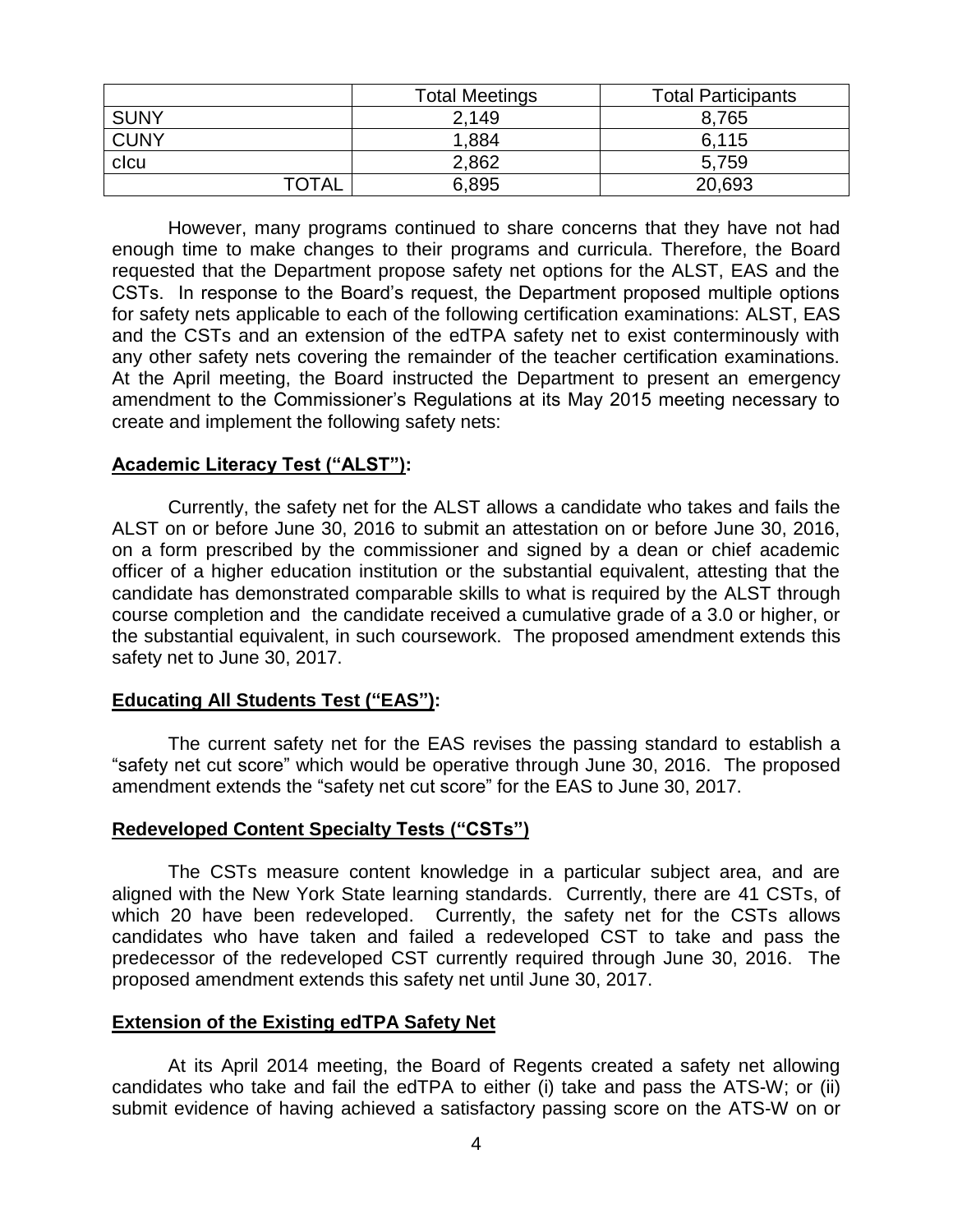| | Total Meetings | Total Participants |
|---|---|---|
| SUNY | 2,149 | 8,765 |
| CUNY | 1,884 | 6,115 |
| cIcu | 2,862 | 5,759 |
| TOTAL | 6,895 | 20,693 |

However, many programs continued to share concerns that they have not had enough time to make changes to their programs and curricula. Therefore, the Board requested that the Department propose safety net options for the ALST, EAS and the CSTs. In response to the Board's request, the Department proposed multiple options for safety nets applicable to each of the following certification examinations: ALST, EAS and the CSTs and an extension of the edTPA safety net to exist conterminously with any other safety nets covering the remainder of the teacher certification examinations. At the April meeting, the Board instructed the Department to present an emergency amendment to the Commissioner's Regulations at its May 2015 meeting necessary to create and implement the following safety nets:

**Academic Literacy Test ("ALST"):**

Currently, the safety net for the ALST allows a candidate who takes and fails the ALST on or before June 30, 2016 to submit an attestation on or before June 30, 2016, on a form prescribed by the commissioner and signed by a dean or chief academic officer of a higher education institution or the substantial equivalent, attesting that the candidate has demonstrated comparable skills to what is required by the ALST through course completion and the candidate received a cumulative grade of a 3.0 or higher, or the substantial equivalent, in such coursework. The proposed amendment extends this safety net to June 30, 2017.

**Educating All Students Test ("EAS"):**

The current safety net for the EAS revises the passing standard to establish a "safety net cut score" which would be operative through June 30, 2016. The proposed amendment extends the "safety net cut score" for the EAS to June 30, 2017.

**Redeveloped Content Specialty Tests ("CSTs")**

The CSTs measure content knowledge in a particular subject area, and are aligned with the New York State learning standards. Currently, there are 41 CSTs, of which 20 have been redeveloped. Currently, the safety net for the CSTs allows candidates who have taken and failed a redeveloped CST to take and pass the predecessor of the redeveloped CST currently required through June 30, 2016. The proposed amendment extends this safety net until June 30, 2017.

**Extension of the Existing edTPA Safety Net**

At its April 2014 meeting, the Board of Regents created a safety net allowing candidates who take and fail the edTPA to either (i) take and pass the ATS-W; or (ii) submit evidence of having achieved a satisfactory passing score on the ATS-W on or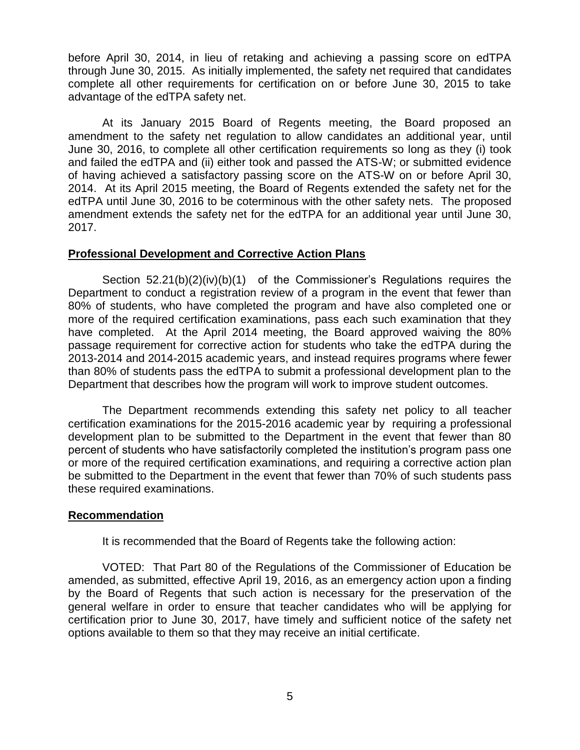before April 30, 2014, in lieu of retaking and achieving a passing score on edTPA through June 30, 2015. As initially implemented, the safety net required that candidates complete all other requirements for certification on or before June 30, 2015 to take advantage of the edTPA safety net.

At its January 2015 Board of Regents meeting, the Board proposed an amendment to the safety net regulation to allow candidates an additional year, until June 30, 2016, to complete all other certification requirements so long as they (i) took and failed the edTPA and (ii) either took and passed the ATS-W; or submitted evidence of having achieved a satisfactory passing score on the ATS-W on or before April 30, 2014. At its April 2015 meeting, the Board of Regents extended the safety net for the edTPA until June 30, 2016 to be coterminous with the other safety nets. The proposed amendment extends the safety net for the edTPA for an additional year until June 30, 2017.

**Professional Development and Corrective Action Plans**

Section 52.21(b)(2)(iv)(b)(1) of the Commissioner's Regulations requires the Department to conduct a registration review of a program in the event that fewer than 80% of students, who have completed the program and have also completed one or more of the required certification examinations, pass each such examination that they have completed. At the April 2014 meeting, the Board approved waiving the 80% passage requirement for corrective action for students who take the edTPA during the 2013-2014 and 2014-2015 academic years, and instead requires programs where fewer than 80% of students pass the edTPA to submit a professional development plan to the Department that describes how the program will work to improve student outcomes.

The Department recommends extending this safety net policy to all teacher certification examinations for the 2015-2016 academic year by requiring a professional development plan to be submitted to the Department in the event that fewer than 80 percent of students who have satisfactorily completed the institution's program pass one or more of the required certification examinations, and requiring a corrective action plan be submitted to the Department in the event that fewer than 70% of such students pass these required examinations.

**Recommendation**

It is recommended that the Board of Regents take the following action:

VOTED: That Part 80 of the Regulations of the Commissioner of Education be amended, as submitted, effective April 19, 2016, as an emergency action upon a finding by the Board of Regents that such action is necessary for the preservation of the general welfare in order to ensure that teacher candidates who will be applying for certification prior to June 30, 2017, have timely and sufficient notice of the safety net options available to them so that they may receive an initial certificate.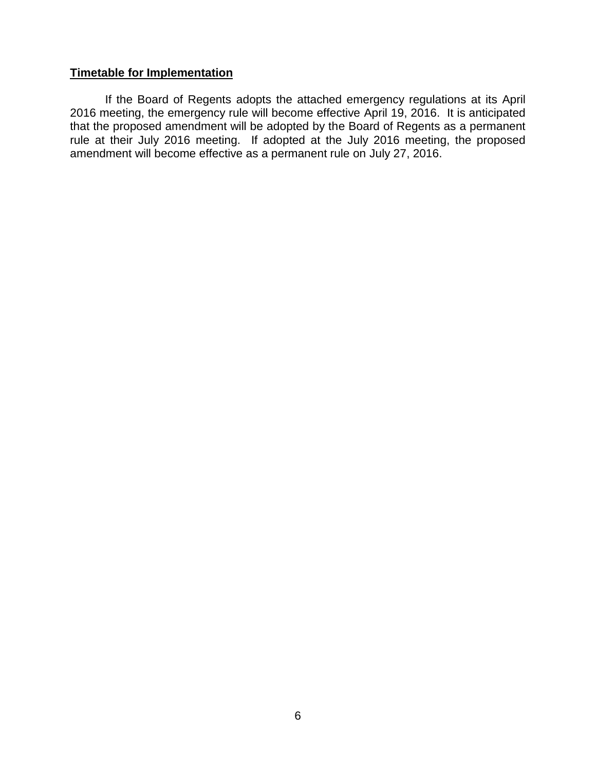**Timetable for Implementation**

If the Board of Regents adopts the attached emergency regulations at its April 2016 meeting, the emergency rule will become effective April 19, 2016. It is anticipated that the proposed amendment will be adopted by the Board of Regents as a permanent rule at their July 2016 meeting. If adopted at the July 2016 meeting, the proposed amendment will become effective as a permanent rule on July 27, 2016.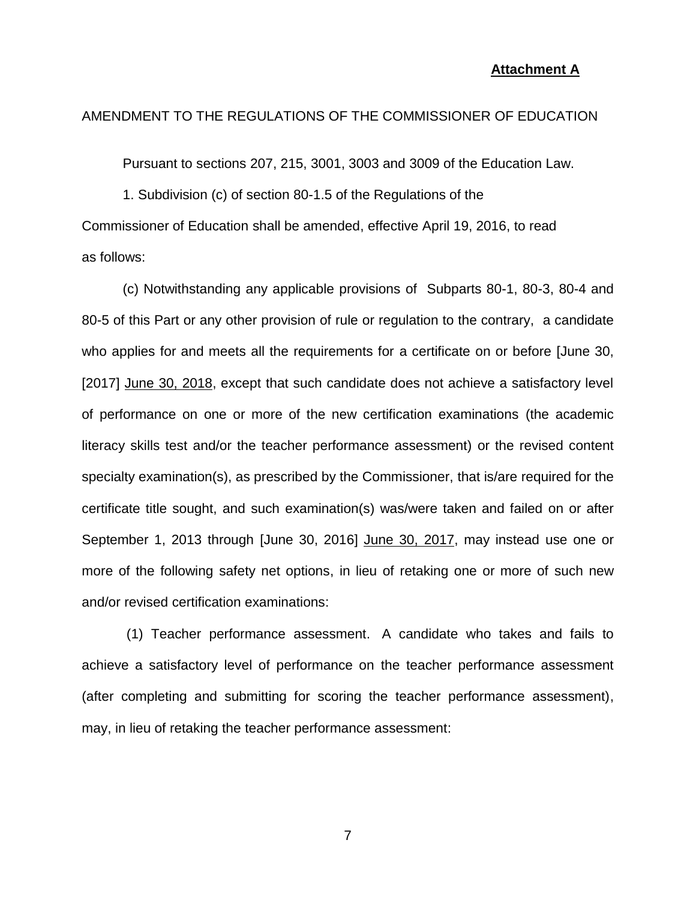**Attachment A**

AMENDMENT TO THE REGULATIONS OF THE COMMISSIONER OF EDUCATION

Pursuant to sections 207, 215, 3001, 3003 and 3009 of the Education Law.

1. Subdivision (c) of section 80-1.5 of the Regulations of the Commissioner of Education shall be amended, effective April 19, 2016, to read as follows:

(c) Notwithstanding any applicable provisions of Subparts 80-1, 80-3, 80-4 and 80-5 of this Part or any other provision of rule or regulation to the contrary, a candidate who applies for and meets all the requirements for a certificate on or before [June 30, [2017] June 30, 2018, except that such candidate does not achieve a satisfactory level of performance on one or more of the new certification examinations (the academic literacy skills test and/or the teacher performance assessment) or the revised content specialty examination(s), as prescribed by the Commissioner, that is/are required for the certificate title sought, and such examination(s) was/were taken and failed on or after September 1, 2013 through [June 30, 2016] June 30, 2017, may instead use one or more of the following safety net options, in lieu of retaking one or more of such new and/or revised certification examinations:

(1) Teacher performance assessment. A candidate who takes and fails to achieve a satisfactory level of performance on the teacher performance assessment (after completing and submitting for scoring the teacher performance assessment), may, in lieu of retaking the teacher performance assessment: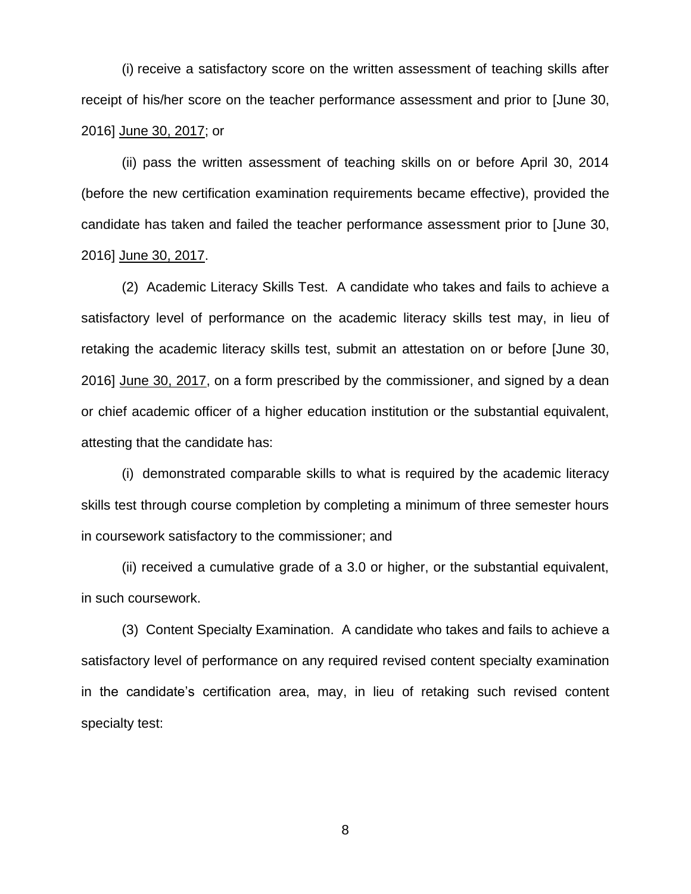(i) receive a satisfactory score on the written assessment of teaching skills after receipt of his/her score on the teacher performance assessment and prior to [June 30, 2016] <u>June 30, 2017</u>; or

(ii) pass the written assessment of teaching skills on or before April 30, 2014 (before the new certification examination requirements became effective), provided the candidate has taken and failed the teacher performance assessment prior to [June 30, 2016] <u>June 30, 2017</u>.

(2) Academic Literacy Skills Test. A candidate who takes and fails to achieve a satisfactory level of performance on the academic literacy skills test may, in lieu of retaking the academic literacy skills test, submit an attestation on or before [June 30, 2016] <u>June 30, 2017</u>, on a form prescribed by the commissioner, and signed by a dean or chief academic officer of a higher education institution or the substantial equivalent, attesting that the candidate has:

(i) demonstrated comparable skills to what is required by the academic literacy skills test through course completion by completing a minimum of three semester hours in coursework satisfactory to the commissioner; and

(ii) received a cumulative grade of a 3.0 or higher, or the substantial equivalent, in such coursework.

(3) Content Specialty Examination. A candidate who takes and fails to achieve a satisfactory level of performance on any required revised content specialty examination in the candidate's certification area, may, in lieu of retaking such revised content specialty test: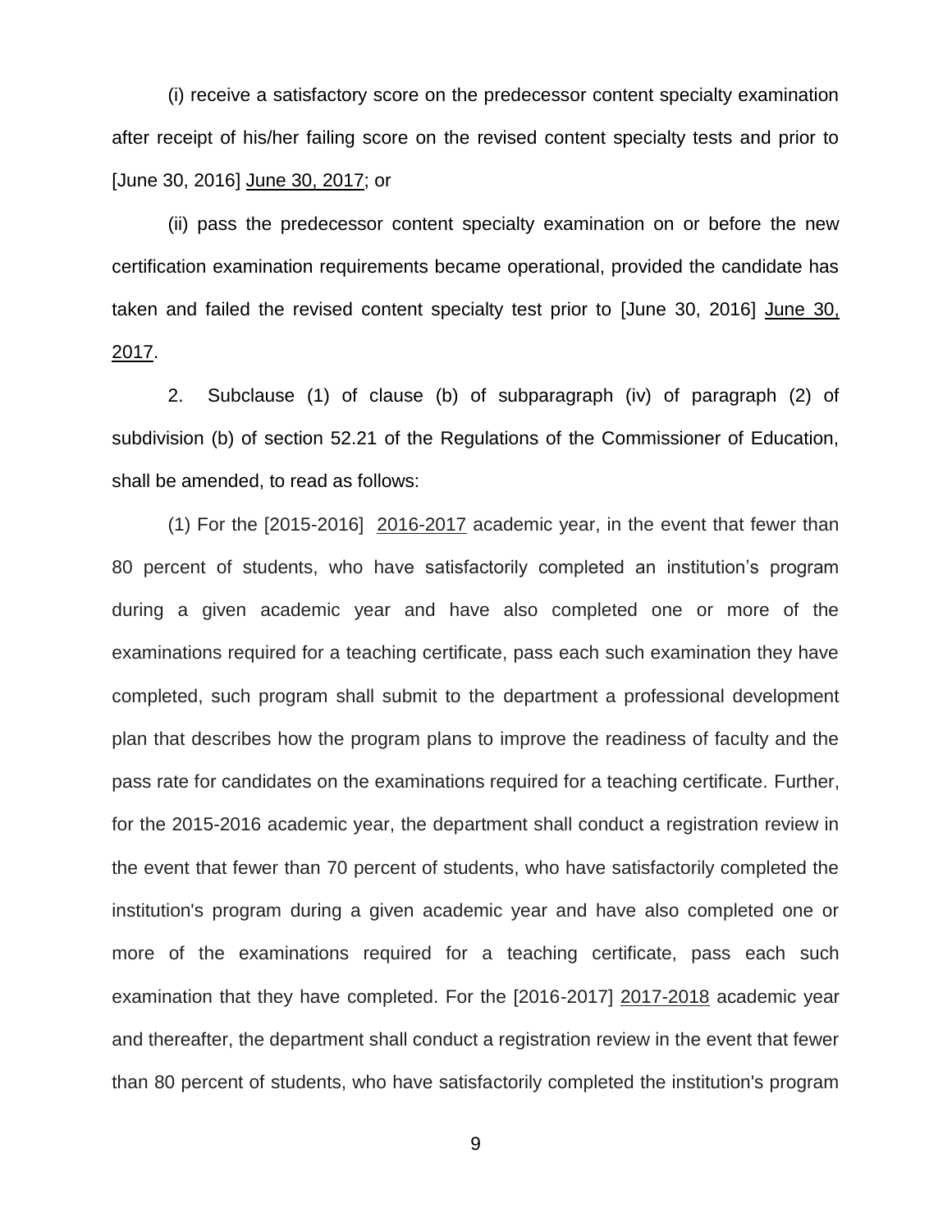(i) receive a satisfactory score on the predecessor content specialty examination after receipt of his/her failing score on the revised content specialty tests and prior to [June 30, 2016] <u>June 30, 2017</u>; or

(ii) pass the predecessor content specialty examination on or before the new certification examination requirements became operational, provided the candidate has taken and failed the revised content specialty test prior to [June 30, 2016] <u>June 30, 2017</u>.

2. Subclause (1) of clause (b) of subparagraph (iv) of paragraph (2) of subdivision (b) of section 52.21 of the Regulations of the Commissioner of Education, shall be amended, to read as follows:

(1) For the [2015-2016] <u>2016-2017</u> academic year, in the event that fewer than 80 percent of students, who have satisfactorily completed an institution's program during a given academic year and have also completed one or more of the examinations required for a teaching certificate, pass each such examination they have completed, such program shall submit to the department a professional development plan that describes how the program plans to improve the readiness of faculty and the pass rate for candidates on the examinations required for a teaching certificate. Further, for the 2015-2016 academic year, the department shall conduct a registration review in the event that fewer than 70 percent of students, who have satisfactorily completed the institution's program during a given academic year and have also completed one or more of the examinations required for a teaching certificate, pass each such examination that they have completed. For the [2016-2017] <u>2017-2018</u> academic year and thereafter, the department shall conduct a registration review in the event that fewer than 80 percent of students, who have satisfactorily completed the institution's program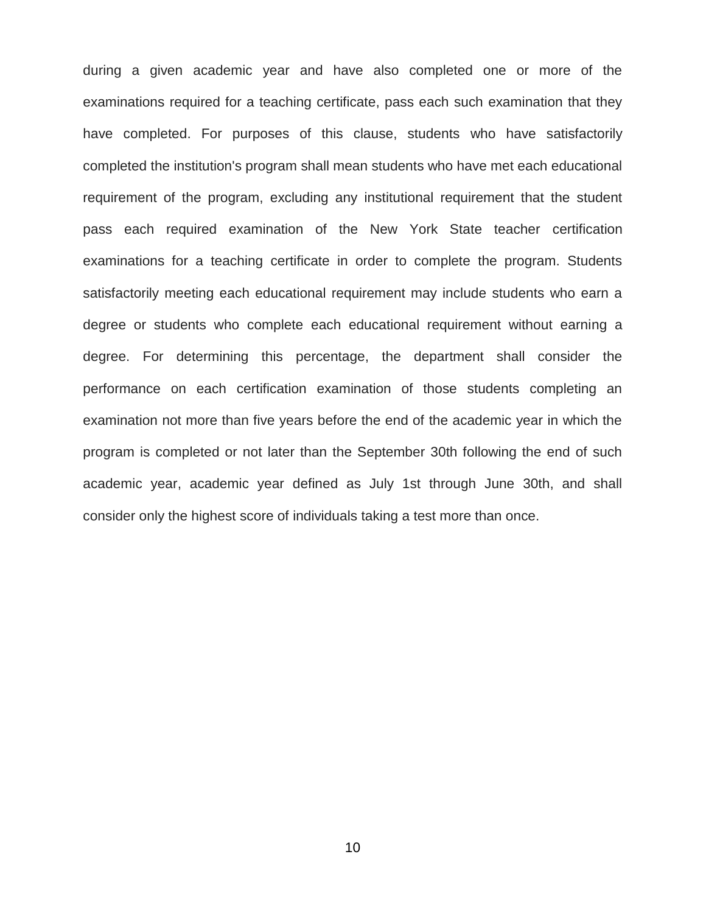during a given academic year and have also completed one or more of the examinations required for a teaching certificate, pass each such examination that they have completed. For purposes of this clause, students who have satisfactorily completed the institution's program shall mean students who have met each educational requirement of the program, excluding any institutional requirement that the student pass each required examination of the New York State teacher certification examinations for a teaching certificate in order to complete the program. Students satisfactorily meeting each educational requirement may include students who earn a degree or students who complete each educational requirement without earning a degree. For determining this percentage, the department shall consider the performance on each certification examination of those students completing an examination not more than five years before the end of the academic year in which the program is completed or not later than the September 30th following the end of such academic year, academic year defined as July 1st through June 30th, and shall consider only the highest score of individuals taking a test more than once.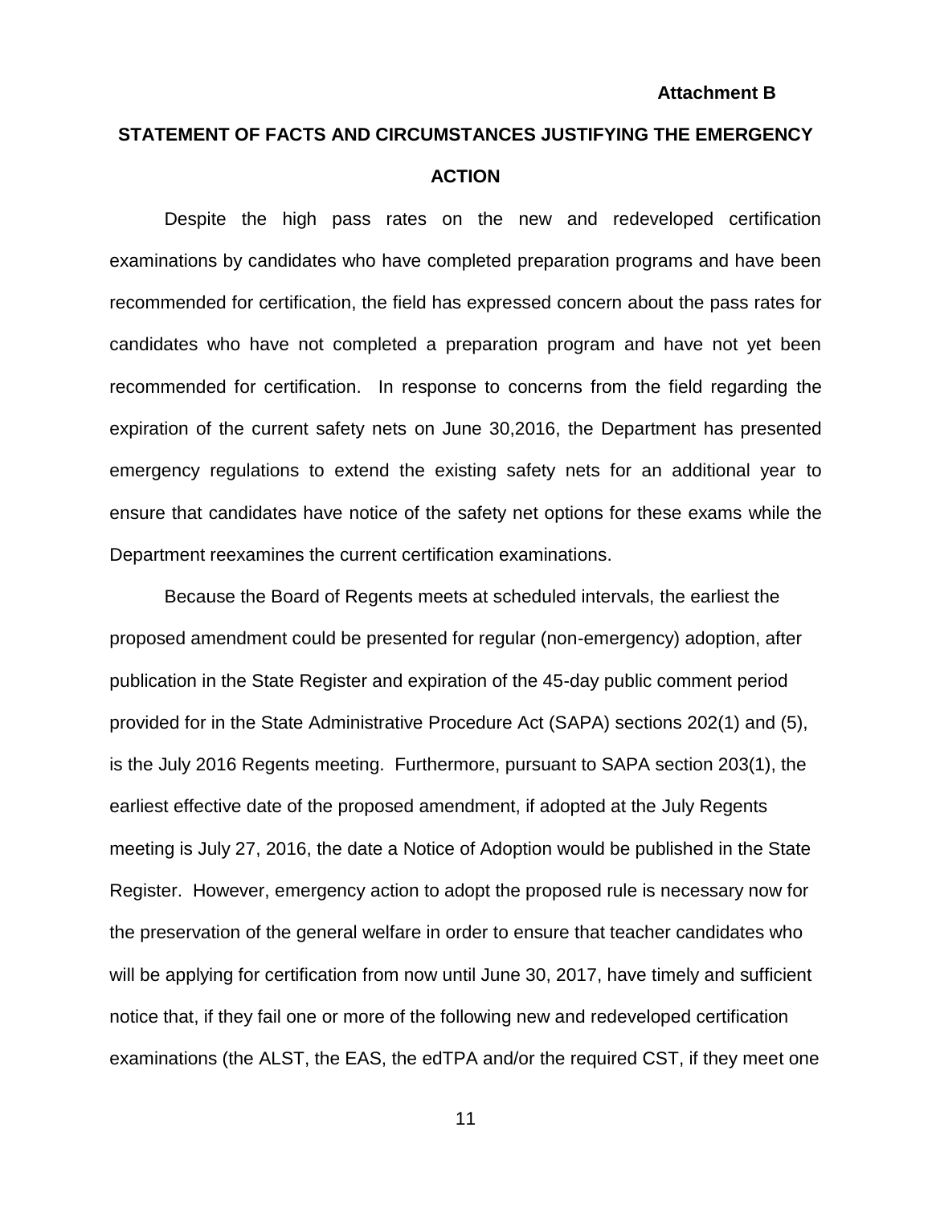**Attachment B**

## STATEMENT OF FACTS AND CIRCUMSTANCES JUSTIFYING THE EMERGENCY ACTION

Despite the high pass rates on the new and redeveloped certification examinations by candidates who have completed preparation programs and have been recommended for certification, the field has expressed concern about the pass rates for candidates who have not completed a preparation program and have not yet been recommended for certification. In response to concerns from the field regarding the expiration of the current safety nets on June 30,2016, the Department has presented emergency regulations to extend the existing safety nets for an additional year to ensure that candidates have notice of the safety net options for these exams while the Department reexamines the current certification examinations.

Because the Board of Regents meets at scheduled intervals, the earliest the proposed amendment could be presented for regular (non-emergency) adoption, after publication in the State Register and expiration of the 45-day public comment period provided for in the State Administrative Procedure Act (SAPA) sections 202(1) and (5), is the July 2016 Regents meeting. Furthermore, pursuant to SAPA section 203(1), the earliest effective date of the proposed amendment, if adopted at the July Regents meeting is July 27, 2016, the date a Notice of Adoption would be published in the State Register. However, emergency action to adopt the proposed rule is necessary now for the preservation of the general welfare in order to ensure that teacher candidates who will be applying for certification from now until June 30, 2017, have timely and sufficient notice that, if they fail one or more of the following new and redeveloped certification examinations (the ALST, the EAS, the edTPA and/or the required CST, if they meet one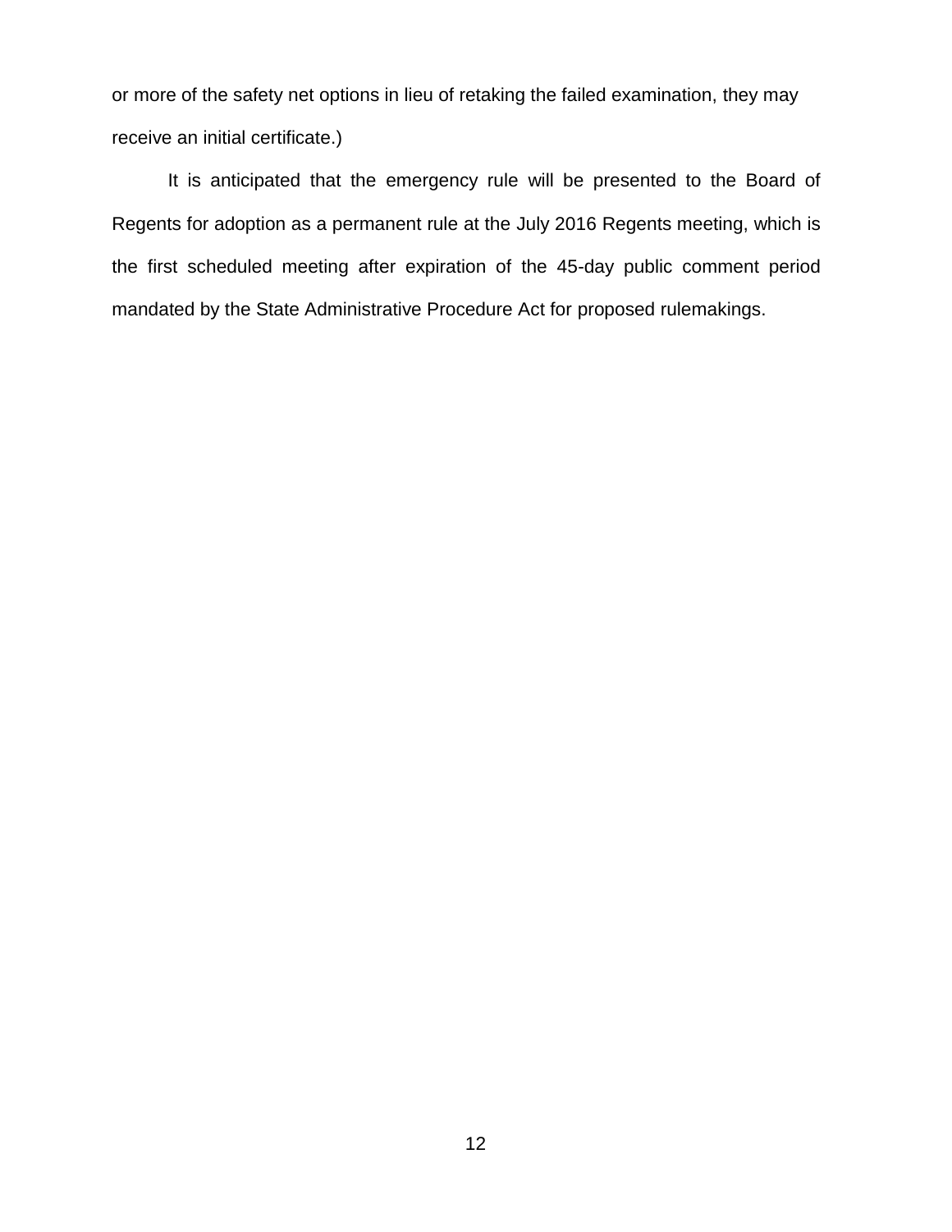or more of the safety net options in lieu of retaking the failed examination, they may receive an initial certificate.)

It is anticipated that the emergency rule will be presented to the Board of Regents for adoption as a permanent rule at the July 2016 Regents meeting, which is the first scheduled meeting after expiration of the 45-day public comment period mandated by the State Administrative Procedure Act for proposed rulemakings.